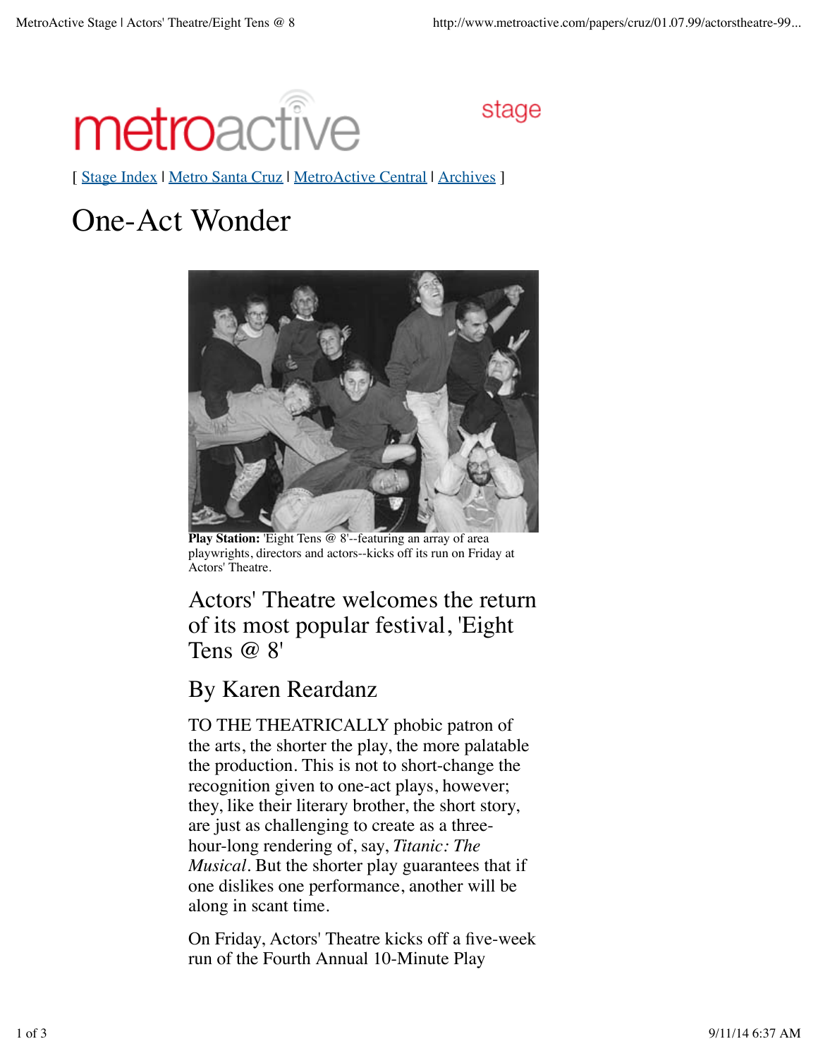metroactive stage

[ Stage Index | Metro Santa Cruz | MetroActive Central | Archives ]

# One-Act Wonder

**Play Station:** 'Eight Tens @ 8'--featuring an array of area playwrights, directors and actors--kicks off its run on Friday at Actors' Theatre.

## Actors' Theatre welcomes the return of its most popular festival, 'Eight Tens @ 8'

## By Karen Reardanz

TO THE THEATRICALLY phobic patron of the arts, the shorter the play, the more palatable the production. This is not to short-change the recognition given to one-act plays, however; they, like their literary brother, the short story, are just as challenging to create as a three-hour-long rendering of, say, *Titanic: The Musical*. But the shorter play guarantees that if one dislikes one performance, another will be along in scant time.

On Friday, Actors' Theatre kicks off a five-week run of the Fourth Annual 10-Minute Play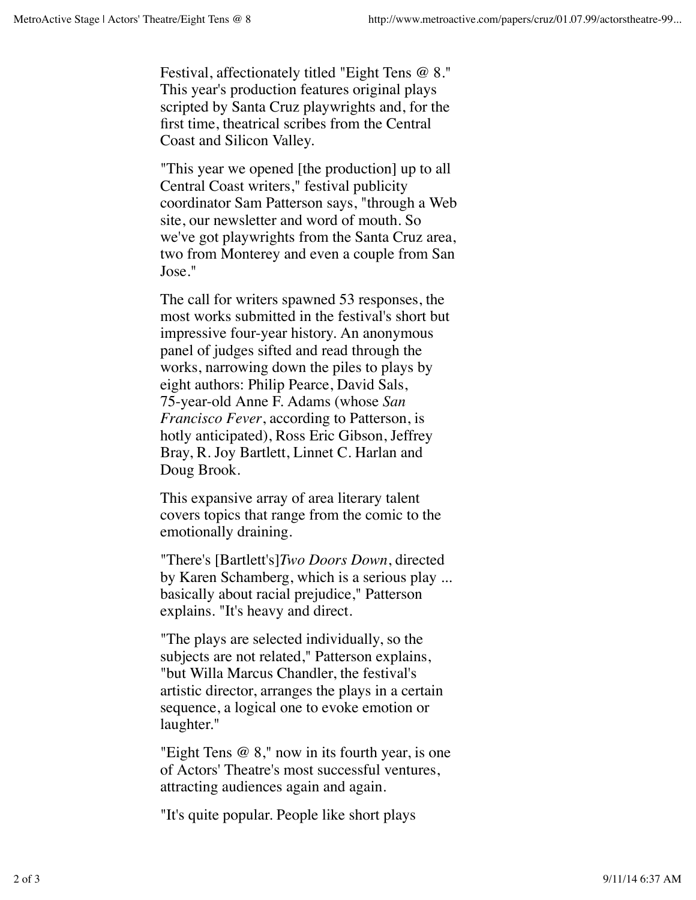Festival, affectionately titled "Eight Tens @ 8." This year's production features original plays scripted by Santa Cruz playwrights and, for the first time, theatrical scribes from the Central Coast and Silicon Valley.

"This year we opened [the production] up to all Central Coast writers," festival publicity coordinator Sam Patterson says, "through a Web site, our newsletter and word of mouth. So we've got playwrights from the Santa Cruz area, two from Monterey and even a couple from San Jose."

The call for writers spawned 53 responses, the most works submitted in the festival's short but impressive four-year history. An anonymous panel of judges sifted and read through the works, narrowing down the piles to plays by eight authors: Philip Pearce, David Sals, 75-year-old Anne F. Adams (whose *San Francisco Fever*, according to Patterson, is hotly anticipated), Ross Eric Gibson, Jeffrey Bray, R. Joy Bartlett, Linnet C. Harlan and Doug Brook.

This expansive array of area literary talent covers topics that range from the comic to the emotionally draining.

"There's [Bartlett's]*Two Doors Down*, directed by Karen Schamberg, which is a serious play ... basically about racial prejudice," Patterson explains. "It's heavy and direct.

"The plays are selected individually, so the subjects are not related," Patterson explains, "but Willa Marcus Chandler, the festival's artistic director, arranges the plays in a certain sequence, a logical one to evoke emotion or laughter."

"Eight Tens @ 8," now in its fourth year, is one of Actors' Theatre's most successful ventures, attracting audiences again and again.

"It's quite popular. People like short plays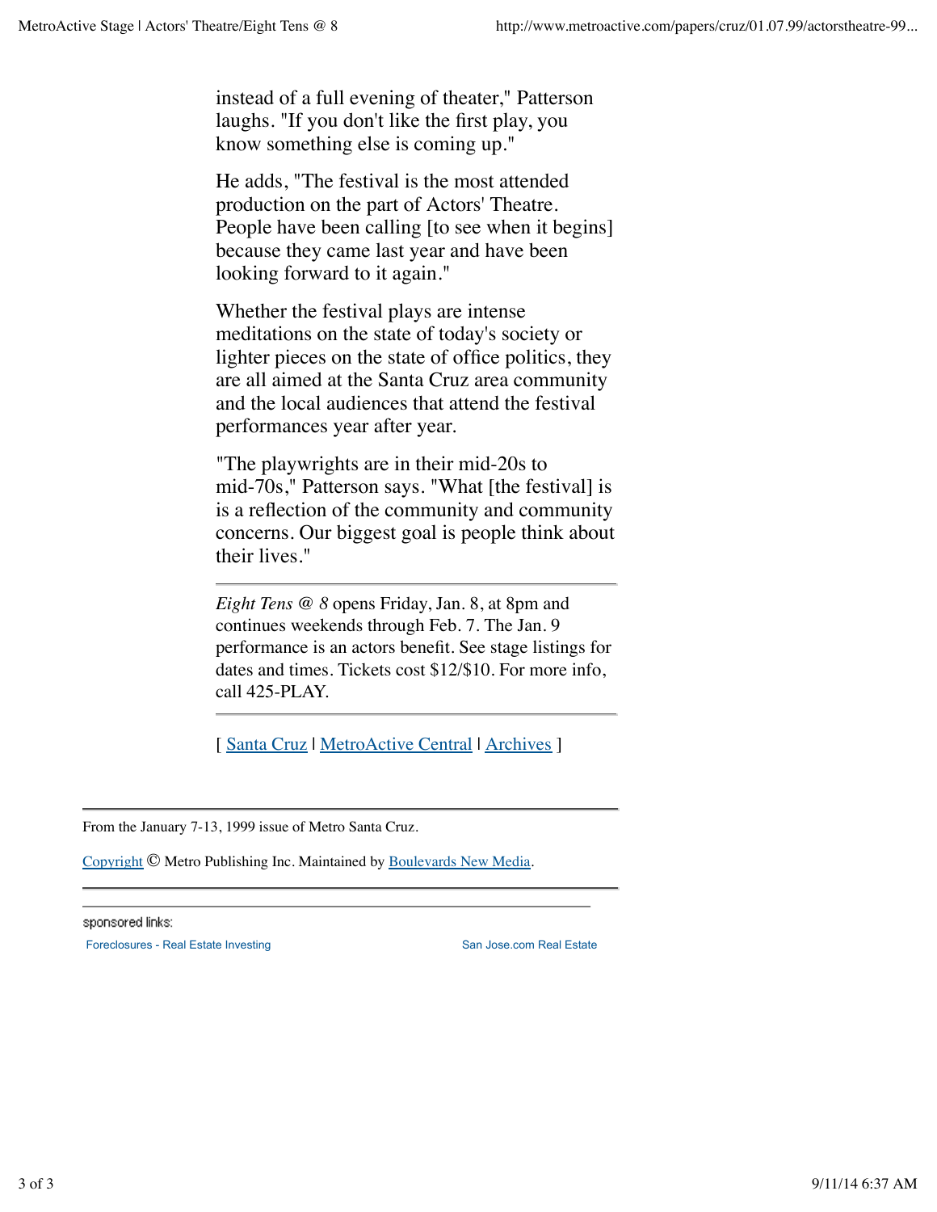instead of a full evening of theater," Patterson laughs. "If you don't like the first play, you know something else is coming up."

He adds, "The festival is the most attended production on the part of Actors' Theatre. People have been calling [to see when it begins] because they came last year and have been looking forward to it again."

Whether the festival plays are intense meditations on the state of today's society or lighter pieces on the state of office politics, they are all aimed at the Santa Cruz area community and the local audiences that attend the festival performances year after year.

"The playwrights are in their mid-20s to mid-70s," Patterson says. "What [the festival] is is a reflection of the community and community concerns. Our biggest goal is people think about their lives."

---

*Eight Tens @ 8* opens Friday, Jan. 8, at 8pm and continues weekends through Feb. 7. The Jan. 9 performance is an actors benefit. See stage listings for dates and times. Tickets cost $12/$10. For more info, call 425-PLAY.

---

[ Santa Cruz | MetroActive Central | Archives ]

---

From the January 7-13, 1999 issue of Metro Santa Cruz.

Copyright © Metro Publishing Inc. Maintained by Boulevards New Media.

---

sponsored links:

Foreclosures - Real Estate Investing

San Jose.com Real Estate